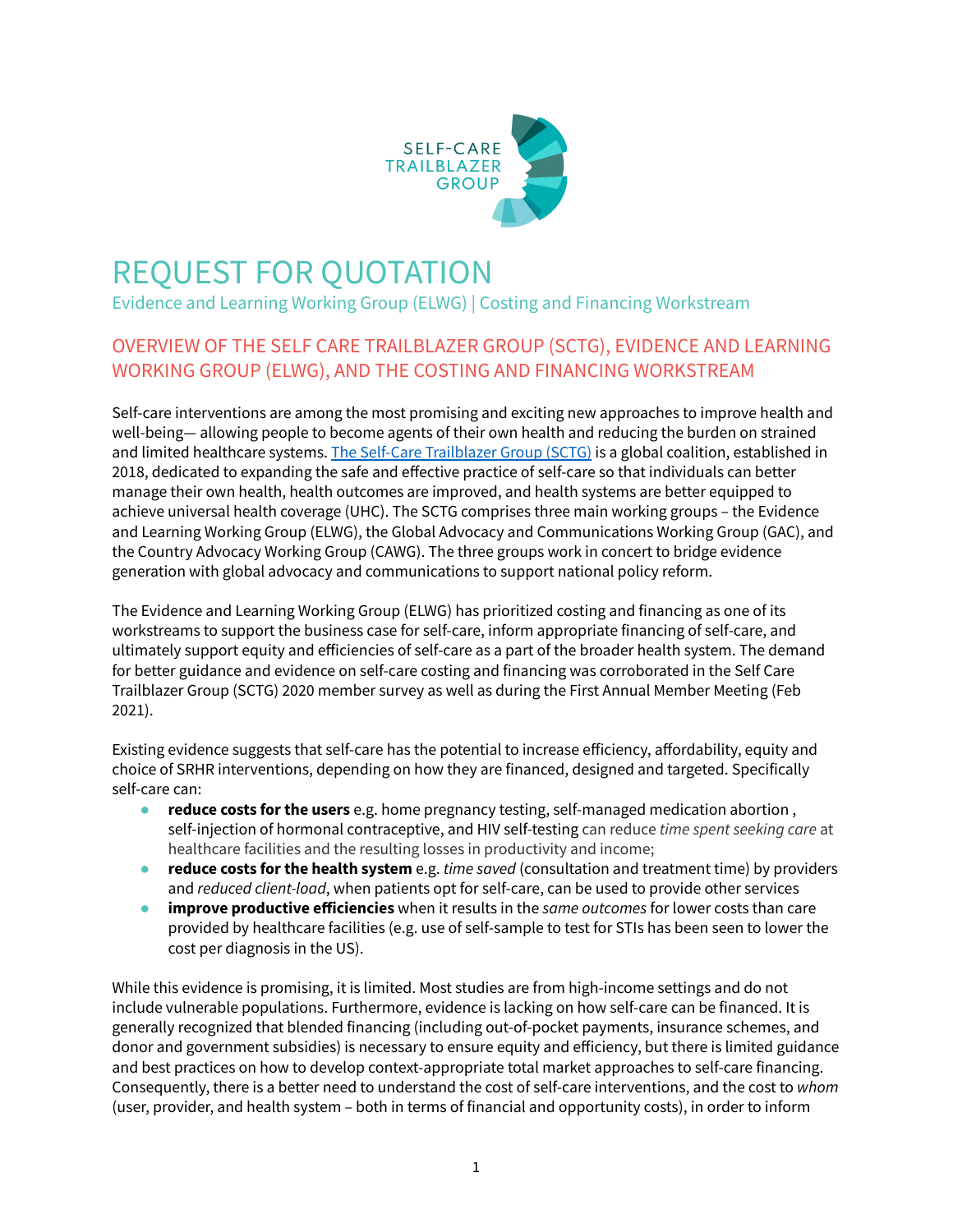SELF-CARE TRAILBLAZER GROUP

# REQUEST FOR QUOTATION

Evidence and Learning Working Group (ELWG) | Costing and Financing Workstream

## OVERVIEW OF THE SELF CARE TRAILBLAZER GROUP (SCTG), EVIDENCE AND LEARNING WORKING GROUP (ELWG), AND THE COSTING AND FINANCING WORKSTREAM

Self-care interventions are among the most promising and exciting new approaches to improve health and well-being— allowing people to become agents of their own health and reducing the burden on strained and limited healthcare systems. [The Self-Care Trailblazer Group (SCTG)] is a global coalition, established in 2018, dedicated to expanding the safe and effective practice of self-care so that individuals can better manage their own health, health outcomes are improved, and health systems are better equipped to achieve universal health coverage (UHC). The SCTG comprises three main working groups – the Evidence and Learning Working Group (ELWG), the Global Advocacy and Communications Working Group (GAC), and the Country Advocacy Working Group (CAWG). The three groups work in concert to bridge evidence generation with global advocacy and communications to support national policy reform.

The Evidence and Learning Working Group (ELWG) has prioritized costing and financing as one of its workstreams to support the business case for self-care, inform appropriate financing of self-care, and ultimately support equity and efficiencies of self-care as a part of the broader health system. The demand for better guidance and evidence on self-care costing and financing was corroborated in the Self Care Trailblazer Group (SCTG) 2020 member survey as well as during the First Annual Member Meeting (Feb 2021).

Existing evidence suggests that self-care has the potential to increase efficiency, affordability, equity and choice of SRHR interventions, depending on how they are financed, designed and targeted. Specifically self-care can:

- **reduce costs for the users** e.g. home pregnancy testing, self-managed medication abortion , self-injection of hormonal contraceptive, and HIV self-testing can reduce *time spent seeking care* at healthcare facilities and the resulting losses in productivity and income;
- **reduce costs for the health system** e.g. *time saved* (consultation and treatment time) by providers and *reduced client-load*, when patients opt for self-care, can be used to provide other services
- **improve productive efficiencies** when it results in the *same outcomes* for lower costs than care provided by healthcare facilities (e.g. use of self-sample to test for STIs has been seen to lower the cost per diagnosis in the US).

While this evidence is promising, it is limited. Most studies are from high-income settings and do not include vulnerable populations. Furthermore, evidence is lacking on how self-care can be financed. It is generally recognized that blended financing (including out-of-pocket payments, insurance schemes, and donor and government subsidies) is necessary to ensure equity and efficiency, but there is limited guidance and best practices on how to develop context-appropriate total market approaches to self-care financing. Consequently, there is a better need to understand the cost of self-care interventions, and the cost to *whom* (user, provider, and health system – both in terms of financial and opportunity costs), in order to inform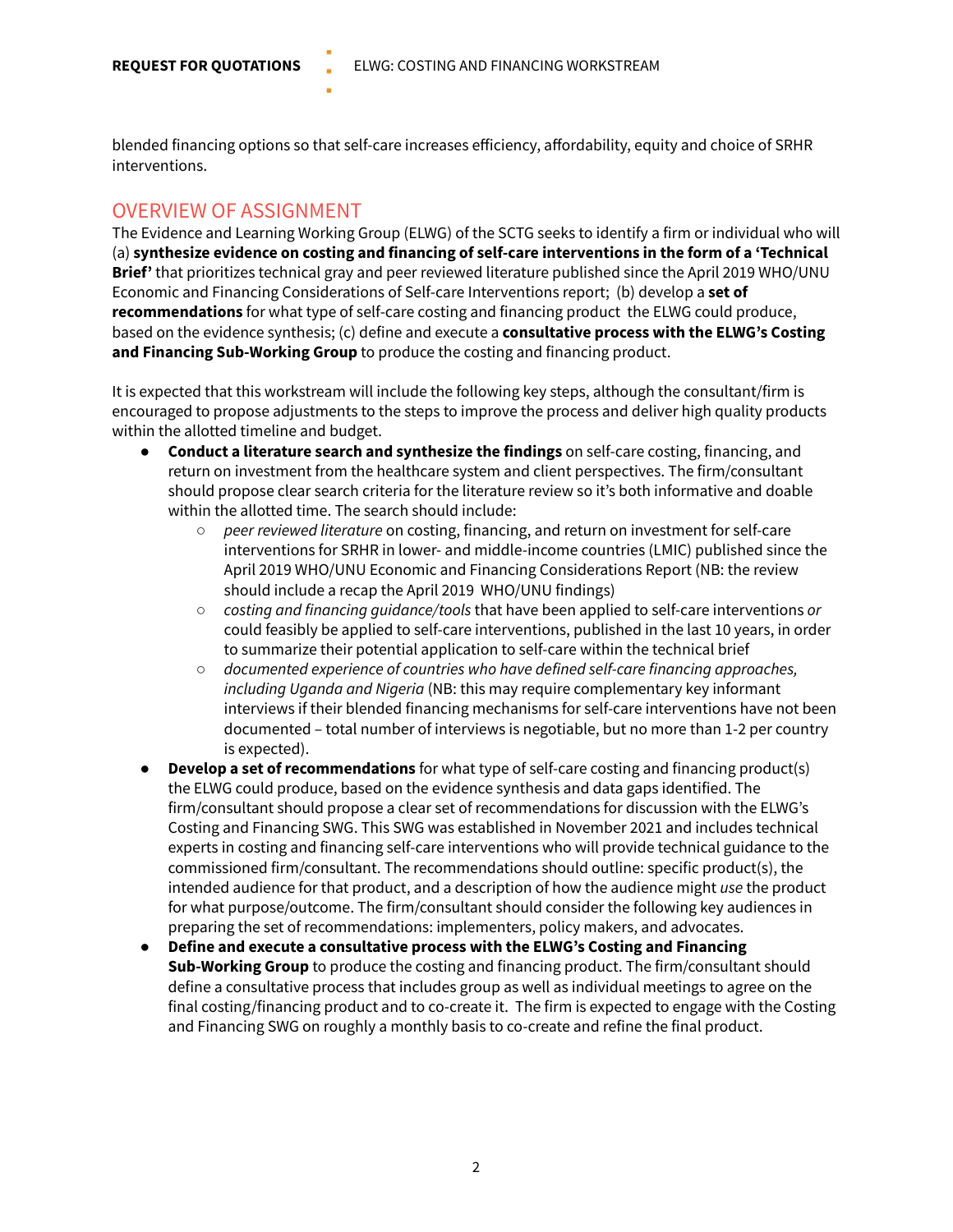blended financing options so that self-care increases efficiency, affordability, equity and choice of SRHR interventions.

## OVERVIEW OF ASSIGNMENT

The Evidence and Learning Working Group (ELWG) of the SCTG seeks to identify a firm or individual who will (a) **synthesize evidence on costing and financing of self-care interventions in the form of a 'Technical Brief'** that prioritizes technical gray and peer reviewed literature published since the April 2019 WHO/UNU Economic and Financing Considerations of Self-care Interventions report; (b) develop a **set of recommendations** for what type of self-care costing and financing product the ELWG could produce, based on the evidence synthesis; (c) define and execute a **consultative process with the ELWG's Costing and Financing Sub-Working Group** to produce the costing and financing product.

It is expected that this workstream will include the following key steps, although the consultant/firm is encouraged to propose adjustments to the steps to improve the process and deliver high quality products within the allotted timeline and budget.

- **Conduct a literature search and synthesize the findings** on self-care costing, financing, and return on investment from the healthcare system and client perspectives. The firm/consultant should propose clear search criteria for the literature review so it's both informative and doable within the allotted time. The search should include:
  - *peer reviewed literature* on costing, financing, and return on investment for self-care interventions for SRHR in lower- and middle-income countries (LMIC) published since the April 2019 WHO/UNU Economic and Financing Considerations Report (NB: the review should include a recap the April 2019 WHO/UNU findings)
  - *costing and financing guidance/tools* that have been applied to self-care interventions *or* could feasibly be applied to self-care interventions, published in the last 10 years, in order to summarize their potential application to self-care within the technical brief
  - *documented experience of countries who have defined self-care financing approaches, including Uganda and Nigeria* (NB: this may require complementary key informant interviews if their blended financing mechanisms for self-care interventions have not been documented – total number of interviews is negotiable, but no more than 1-2 per country is expected).
- **Develop a set of recommendations** for what type of self-care costing and financing product(s) the ELWG could produce, based on the evidence synthesis and data gaps identified. The firm/consultant should propose a clear set of recommendations for discussion with the ELWG's Costing and Financing SWG. This SWG was established in November 2021 and includes technical experts in costing and financing self-care interventions who will provide technical guidance to the commissioned firm/consultant. The recommendations should outline: specific product(s), the intended audience for that product, and a description of how the audience might *use* the product for what purpose/outcome. The firm/consultant should consider the following key audiences in preparing the set of recommendations: implementers, policy makers, and advocates.
- **Define and execute a consultative process with the ELWG's Costing and Financing Sub-Working Group** to produce the costing and financing product. The firm/consultant should define a consultative process that includes group as well as individual meetings to agree on the final costing/financing product and to co-create it. The firm is expected to engage with the Costing and Financing SWG on roughly a monthly basis to co-create and refine the final product.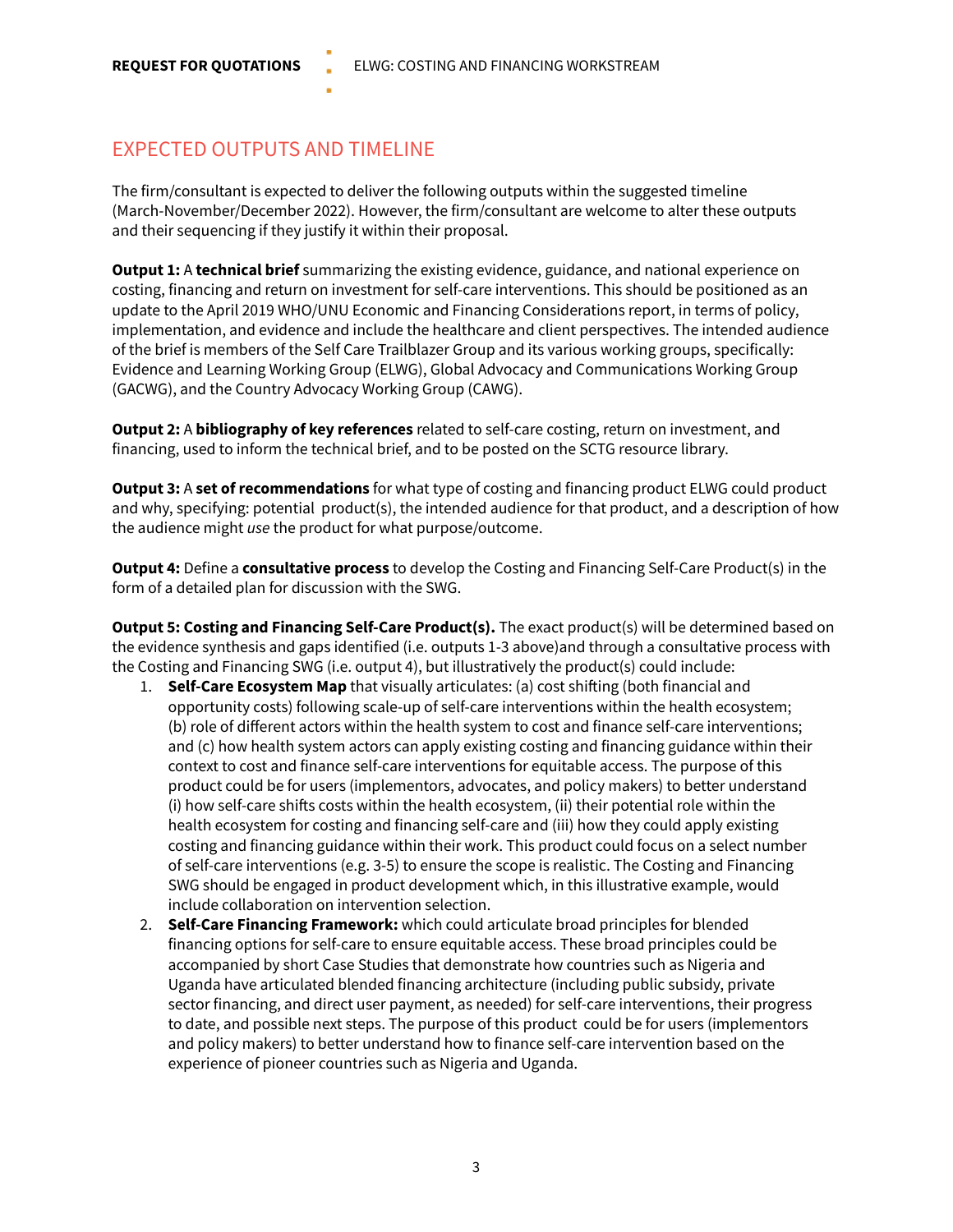## EXPECTED OUTPUTS AND TIMELINE

The firm/consultant is expected to deliver the following outputs within the suggested timeline (March-November/December 2022). However, the firm/consultant are welcome to alter these outputs and their sequencing if they justify it within their proposal.

**Output 1:** A **technical brief** summarizing the existing evidence, guidance, and national experience on costing, financing and return on investment for self-care interventions. This should be positioned as an update to the April 2019 WHO/UNU Economic and Financing Considerations report, in terms of policy, implementation, and evidence and include the healthcare and client perspectives. The intended audience of the brief is members of the Self Care Trailblazer Group and its various working groups, specifically: Evidence and Learning Working Group (ELWG), Global Advocacy and Communications Working Group (GACWG), and the Country Advocacy Working Group (CAWG).

**Output 2:** A **bibliography of key references** related to self-care costing, return on investment, and financing, used to inform the technical brief, and to be posted on the SCTG resource library.

**Output 3:** A **set of recommendations** for what type of costing and financing product ELWG could product and why, specifying: potential product(s), the intended audience for that product, and a description of how the audience might *use* the product for what purpose/outcome.

**Output 4:** Define a **consultative process** to develop the Costing and Financing Self-Care Product(s) in the form of a detailed plan for discussion with the SWG.

**Output 5: Costing and Financing Self-Care Product(s).** The exact product(s) will be determined based on the evidence synthesis and gaps identified (i.e. outputs 1-3 above)and through a consultative process with the Costing and Financing SWG (i.e. output 4), but illustratively the product(s) could include:

1. **Self-Care Ecosystem Map** that visually articulates: (a) cost shifting (both financial and opportunity costs) following scale-up of self-care interventions within the health ecosystem; (b) role of different actors within the health system to cost and finance self-care interventions; and (c) how health system actors can apply existing costing and financing guidance within their context to cost and finance self-care interventions for equitable access. The purpose of this product could be for users (implementors, advocates, and policy makers) to better understand (i) how self-care shifts costs within the health ecosystem, (ii) their potential role within the health ecosystem for costing and financing self-care and (iii) how they could apply existing costing and financing guidance within their work. This product could focus on a select number of self-care interventions (e.g. 3-5) to ensure the scope is realistic. The Costing and Financing SWG should be engaged in product development which, in this illustrative example, would include collaboration on intervention selection.
2. **Self-Care Financing Framework:** which could articulate broad principles for blended financing options for self-care to ensure equitable access. These broad principles could be accompanied by short Case Studies that demonstrate how countries such as Nigeria and Uganda have articulated blended financing architecture (including public subsidy, private sector financing, and direct user payment, as needed) for self-care interventions, their progress to date, and possible next steps. The purpose of this product could be for users (implementors and policy makers) to better understand how to finance self-care intervention based on the experience of pioneer countries such as Nigeria and Uganda.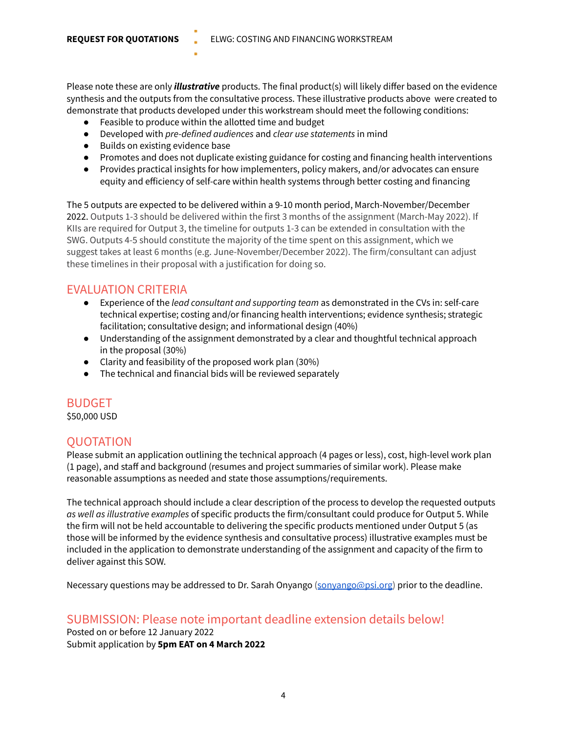Please note these are only ***illustrative*** products. The final product(s) will likely differ based on the evidence synthesis and the outputs from the consultative process. These illustrative products above were created to demonstrate that products developed under this workstream should meet the following conditions:

- Feasible to produce within the allotted time and budget
- Developed with *pre-defined audiences* and *clear use statements* in mind
- Builds on existing evidence base
- Promotes and does not duplicate existing guidance for costing and financing health interventions
- Provides practical insights for how implementers, policy makers, and/or advocates can ensure equity and efficiency of self-care within health systems through better costing and financing

The 5 outputs are expected to be delivered within a 9-10 month period, March-November/December 2022. Outputs 1-3 should be delivered within the first 3 months of the assignment (March-May 2022). If KIIs are required for Output 3, the timeline for outputs 1-3 can be extended in consultation with the SWG. Outputs 4-5 should constitute the majority of the time spent on this assignment, which we suggest takes at least 6 months (e.g. June-November/December 2022). The firm/consultant can adjust these timelines in their proposal with a justification for doing so.

## EVALUATION CRITERIA

- Experience of the *lead consultant and supporting team* as demonstrated in the CVs in: self-care technical expertise; costing and/or financing health interventions; evidence synthesis; strategic facilitation; consultative design; and informational design (40%)
- Understanding of the assignment demonstrated by a clear and thoughtful technical approach in the proposal (30%)
- Clarity and feasibility of the proposed work plan (30%)
- The technical and financial bids will be reviewed separately

## BUDGET

$50,000 USD

## QUOTATION

Please submit an application outlining the technical approach (4 pages or less), cost, high-level work plan (1 page), and staff and background (resumes and project summaries of similar work). Please make reasonable assumptions as needed and state those assumptions/requirements.

The technical approach should include a clear description of the process to develop the requested outputs *as well as illustrative examples* of specific products the firm/consultant could produce for Output 5. While the firm will not be held accountable to delivering the specific products mentioned under Output 5 (as those will be informed by the evidence synthesis and consultative process) illustrative examples must be included in the application to demonstrate understanding of the assignment and capacity of the firm to deliver against this SOW.

Necessary questions may be addressed to Dr. Sarah Onyango (sonyango@psi.org) prior to the deadline.

## SUBMISSION: Please note important deadline extension details below!

Posted on or before 12 January 2022
Submit application by **5pm EAT on 4 March 2022**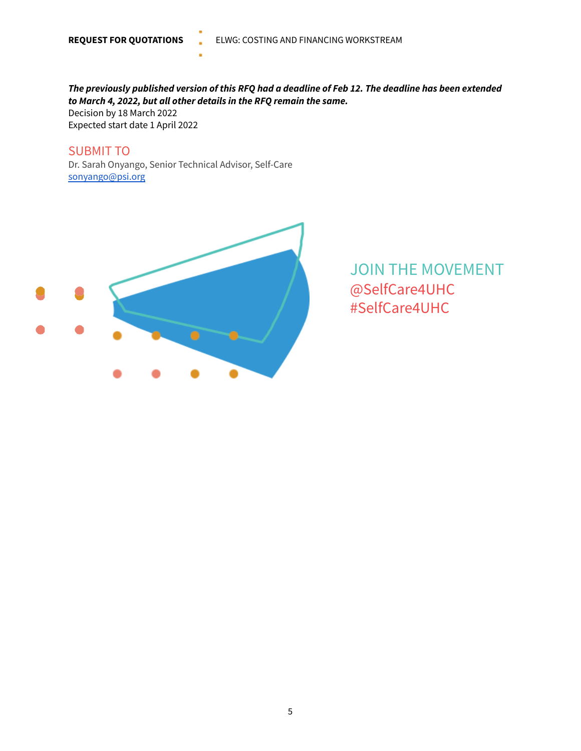***The previously published version of this RFQ had a deadline of Feb 12. The deadline has been extended to March 4, 2022, but all other details in the RFQ remain the same.***
Decision by 18 March 2022
Expected start date 1 April 2022

## SUBMIT TO

Dr. Sarah Onyango, Senior Technical Advisor, Self-Care
sonyango@psi.org

JOIN THE MOVEMENT
@SelfCare4UHC
#SelfCare4UHC